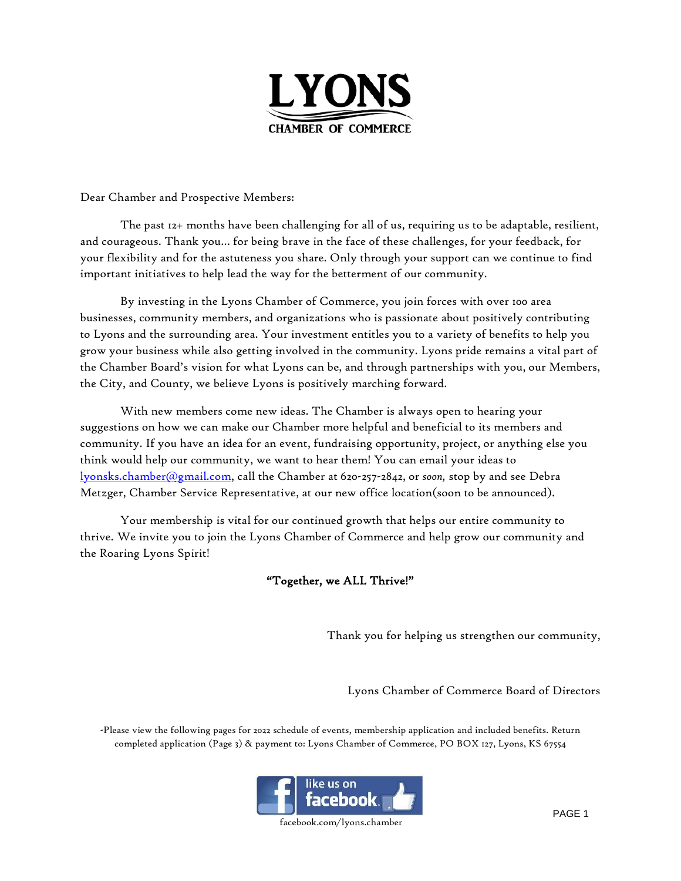# LYONS

## CHAMBER OF COMMERCE

Dear Chamber and Prospective Members:

The past 12+ months have been challenging for all of us, requiring us to be adaptable, resilient, and courageous. Thank you... for being brave in the face of these challenges, for your feedback, for your flexibility and for the astuteness you share. Only through your support can we continue to find important initiatives to help lead the way for the betterment of our community.

By investing in the Lyons Chamber of Commerce, you join forces with over 100 area businesses, community members, and organizations who is passionate about positively contributing to Lyons and the surrounding area. Your investment entitles you to a variety of benefits to help you grow your business while also getting involved in the community. Lyons pride remains a vital part of the Chamber Board's vision for what Lyons can be, and through partnerships with you, our Members, the City, and County, we believe Lyons is positively marching forward.

With new members come new ideas. The Chamber is always open to hearing your suggestions on how we can make our Chamber more helpful and beneficial to its members and community. If you have an idea for an event, fundraising opportunity, project, or anything else you think would help our community, we want to hear them! You can email your ideas to lyonsks.chamber@gmail.com, call the Chamber at 620-257-2842, or *soon,* stop by and see Debra Metzger, Chamber Service Representative, at our new office location(soon to be announced).

Your membership is vital for our continued growth that helps our entire community to thrive. We invite you to join the Lyons Chamber of Commerce and help grow our community and the Roaring Lyons Spirit!

**"Together, we ALL Thrive!"**

Thank you for helping us strengthen our community,

Lyons Chamber of Commerce Board of Directors

-Please view the following pages for 2022 schedule of events, membership application and included benefits. Return completed application (Page 3) & payment to: Lyons Chamber of Commerce, PO BOX 127, Lyons, KS 67554

like us on facebook

facebook.com/lyons.chamber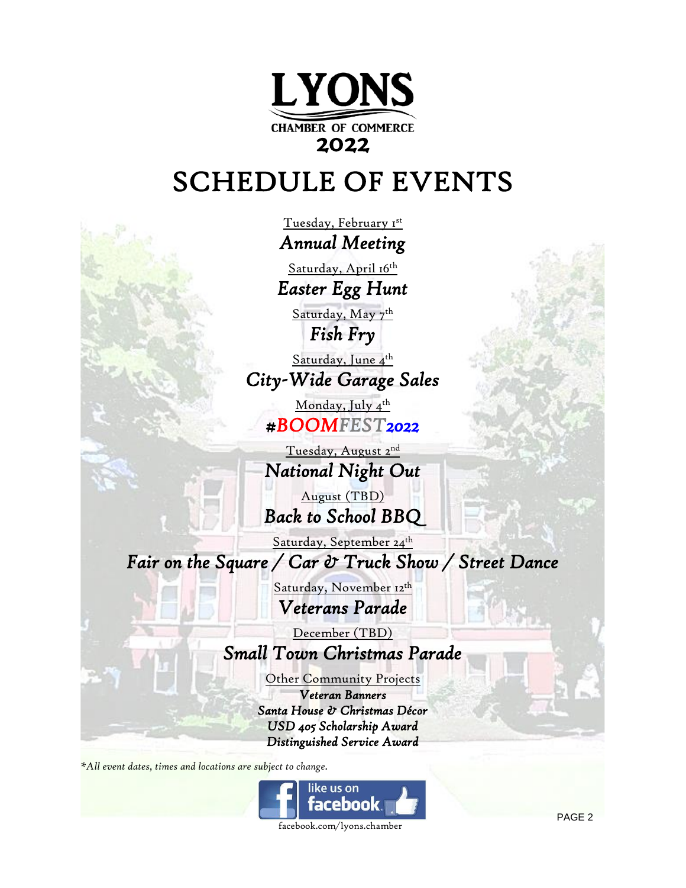# LYONS

CHAMBER OF COMMERCE

2022

# SCHEDULE OF EVENTS

Tuesday, February 1st

***Annual Meeting***

Saturday, April 16th

***Easter Egg Hunt***

Saturday, May 7th

***Fish Fry***

Saturday, June 4th

***City-Wide Garage Sales***

Monday, July 4th

***#BOOMFEST2022***

Tuesday, August 2nd

***National Night Out***

August (TBD)

***Back to School BBQ***

Saturday, September 24th

***Fair on the Square / Car & Truck Show / Street Dance***

Saturday, November 12th

***Veterans Parade***

December (TBD)

***Small Town Christmas Parade***

Other Community Projects

***Veteran Banners***
***Santa House & Christmas Décor***
***USD 405 Scholarship Award***
***Distinguished Service Award***

*\*All event dates, times and locations are subject to change.*

like us on facebook

facebook.com/lyons.chamber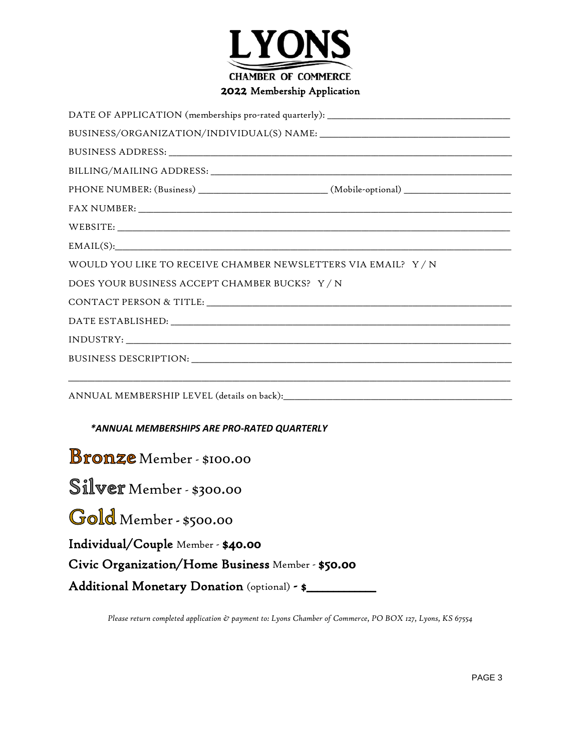# LYONS

## CHAMBER OF COMMERCE

### 2022 Membership Application

DATE OF APPLICATION (memberships pro-rated quarterly): ___________________________________

BUSINESS/ORGANIZATION/INDIVIDUAL(S) NAME: ___________________________________

BUSINESS ADDRESS: ___________________________________

BILLING/MAILING ADDRESS: ___________________________________

PHONE NUMBER: (Business) ________________________ (Mobile-optional) ____________________

FAX NUMBER: ___________________________________

WEBSITE: ___________________________________

EMAIL(S): ___________________________________

WOULD YOU LIKE TO RECEIVE CHAMBER NEWSLETTERS VIA EMAIL? Y / N

DOES YOUR BUSINESS ACCEPT CHAMBER BUCKS? Y / N

CONTACT PERSON & TITLE: ___________________________________

DATE ESTABLISHED: ___________________________________

INDUSTRY: ___________________________________

BUSINESS DESCRIPTION: ___________________________________

___________________________________

ANNUAL MEMBERSHIP LEVEL (details on back): ___________________________________

***ANNUAL MEMBERSHIPS ARE PRO-RATED QUARTERLY***

**Bronze** Member - $100.00

**Silver** Member - $300.00

**Gold** Member - $500.00

**Individual/Couple** Member - **$40.00**

**Civic Organization/Home Business** Member - **$50.00**

**Additional Monetary Donation** (optional) - **$__________**

*Please return completed application & payment to: Lyons Chamber of Commerce, PO BOX 127, Lyons, KS 67554*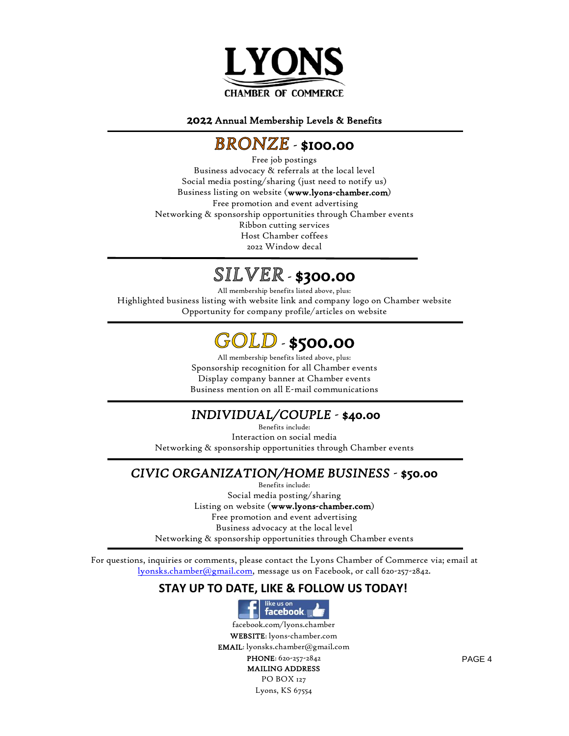# LYONS
CHAMBER OF COMMERCE

**2022 Annual Membership Levels & Benefits**

## *BRONZE* - $100.00

Free job postings
Business advocacy & referrals at the local level
Social media posting/sharing (just need to notify us)
Business listing on website (**www.lyons-chamber.com**)
Free promotion and event advertising
Networking & sponsorship opportunities through Chamber events
Ribbon cutting services
Host Chamber coffees
2022 Window decal

## *SILVER* - $300.00

All membership benefits listed above, plus:
Highlighted business listing with website link and company logo on Chamber website
Opportunity for company profile/articles on website

## *GOLD* - $500.00

All membership benefits listed above, plus:
Sponsorship recognition for all Chamber events
Display company banner at Chamber events
Business mention on all E-mail communications

## *INDIVIDUAL/COUPLE* - $40.00

Benefits include:
Interaction on social media
Networking & sponsorship opportunities through Chamber events

## *CIVIC ORGANIZATION/HOME BUSINESS* - $50.00

Benefits include:
Social media posting/sharing
Listing on website (**www.lyons-chamber.com**)
Free promotion and event advertising
Business advocacy at the local level
Networking & sponsorship opportunities through Chamber events

For questions, inquiries or comments, please contact the Lyons Chamber of Commerce via; email at lyonsks.chamber@gmail.com, message us on Facebook, or call 620-257-2842.

**STAY UP TO DATE, LIKE & FOLLOW US TODAY!**

like us on facebook

facebook.com/lyons.chamber
**WEBSITE**: lyons-chamber.com
**EMAIL**: lyonsks.chamber@gmail.com
**PHONE**: 620-257-2842
**MAILING ADDRESS**
PO BOX 127
Lyons, KS 67554